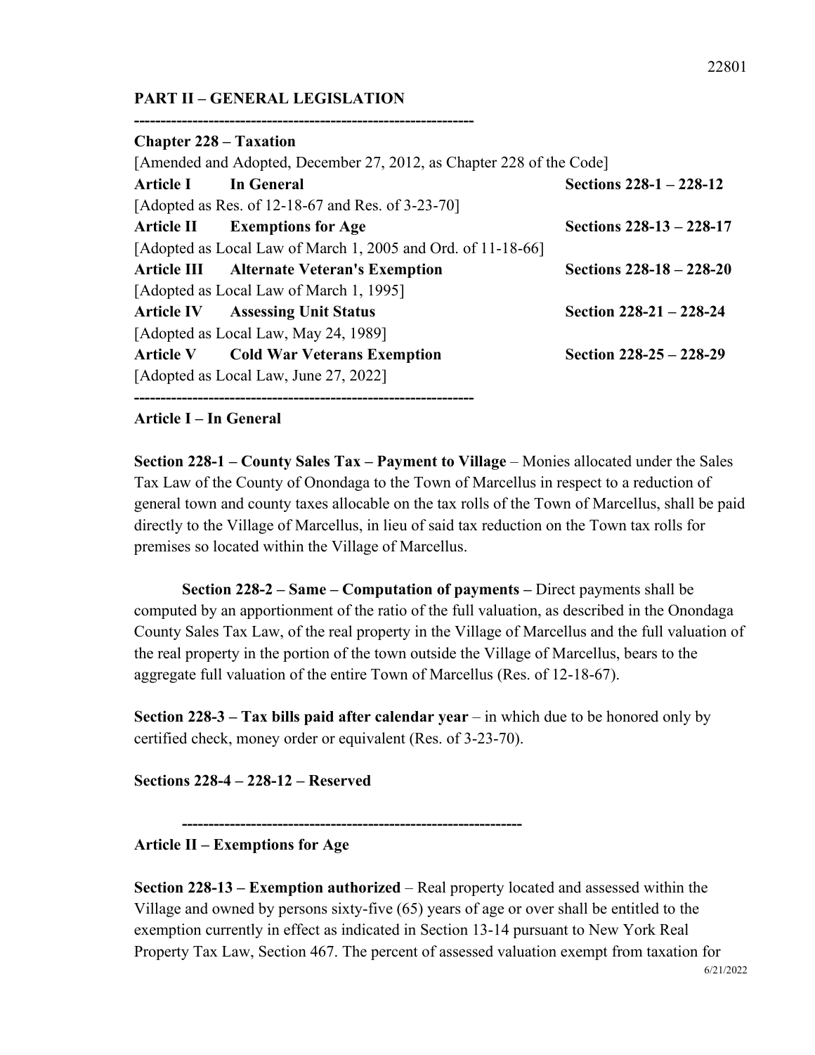**PART II – GENERAL LEGISLATION**

**---------------------------------------------------------------**

**Chapter 228 – Taxation**

[Amended and Adopted, December 27, 2012, as Chapter 228 of the Code]

| | | |
|---|---|---|
| **Article I** | **In General** | **Sections 228-1 – 228-12** |
| [Adopted as Res. of 12-18-67 and Res. of 3-23-70] | | |
| **Article II** | **Exemptions for Age** | **Sections 228-13 – 228-17** |
| [Adopted as Local Law of March 1, 2005 and Ord. of 11-18-66] | | |
| **Article III** | **Alternate Veteran's Exemption** | **Sections 228-18 – 228-20** |
| [Adopted as Local Law of March 1, 1995] | | |
| **Article IV** | **Assessing Unit Status** | **Section 228-21 – 228-24** |
| [Adopted as Local Law, May 24, 1989] | | |
| **Article V** | **Cold War Veterans Exemption** | **Section 228-25 – 228-29** |
| [Adopted as Local Law, June 27, 2022] | | |

**---------------------------------------------------------------**

**Article I – In General**

**Section 228-1 – County Sales Tax – Payment to Village** – Monies allocated under the Sales Tax Law of the County of Onondaga to the Town of Marcellus in respect to a reduction of general town and county taxes allocable on the tax rolls of the Town of Marcellus, shall be paid directly to the Village of Marcellus, in lieu of said tax reduction on the Town tax rolls for premises so located within the Village of Marcellus.

**Section 228-2 – Same – Computation of payments –** Direct payments shall be computed by an apportionment of the ratio of the full valuation, as described in the Onondaga County Sales Tax Law, of the real property in the Village of Marcellus and the full valuation of the real property in the portion of the town outside the Village of Marcellus, bears to the aggregate full valuation of the entire Town of Marcellus (Res. of 12-18-67).

**Section 228-3 – Tax bills paid after calendar year** – in which due to be honored only by certified check, money order or equivalent (Res. of 3-23-70).

**Sections 228-4 – 228-12 – Reserved**

**---------------------------------------------------------------**

**Article II – Exemptions for Age**

**Section 228-13 – Exemption authorized** – Real property located and assessed within the Village and owned by persons sixty-five (65) years of age or over shall be entitled to the exemption currently in effect as indicated in Section 13-14 pursuant to New York Real Property Tax Law, Section 467. The percent of assessed valuation exempt from taxation for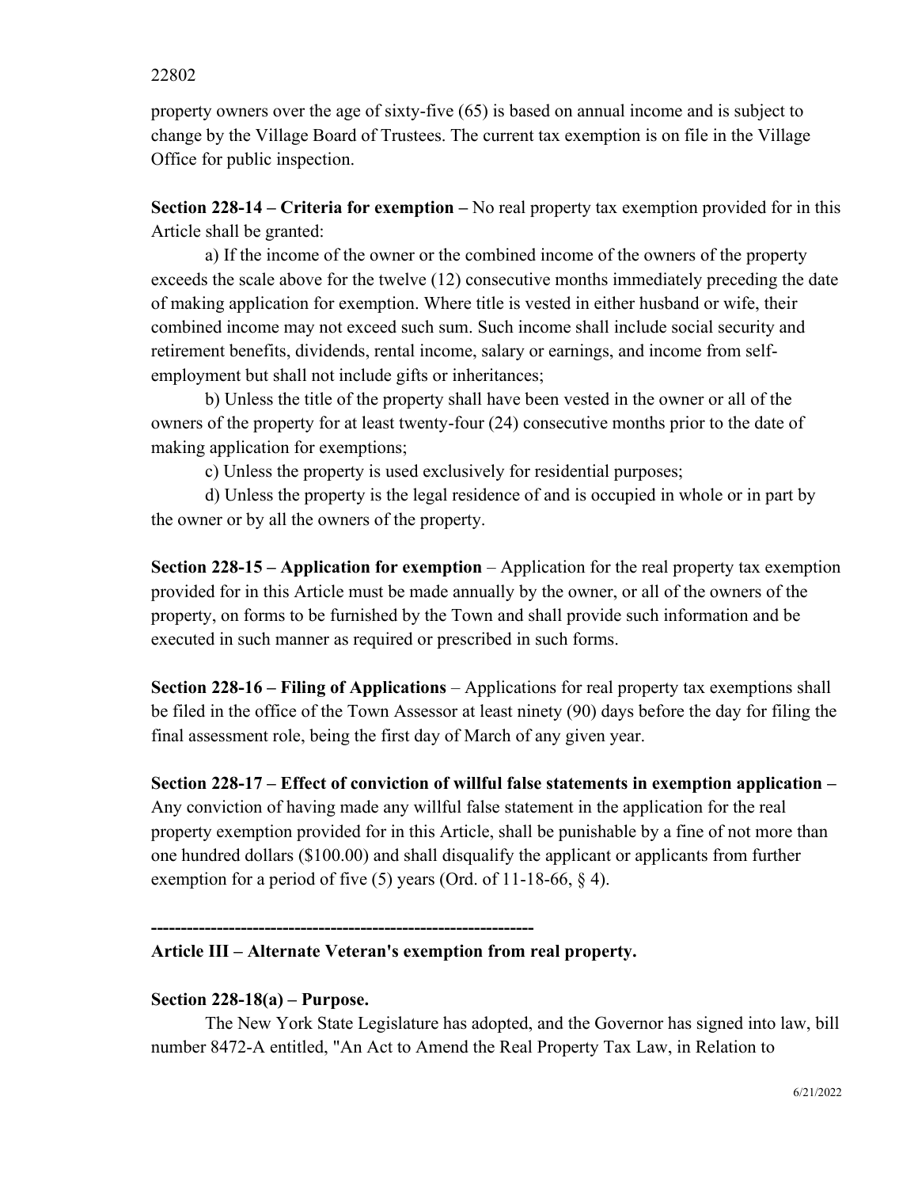property owners over the age of sixty-five (65) is based on annual income and is subject to change by the Village Board of Trustees. The current tax exemption is on file in the Village Office for public inspection.

**Section 228-14 – Criteria for exemption –** No real property tax exemption provided for in this Article shall be granted:

a) If the income of the owner or the combined income of the owners of the property exceeds the scale above for the twelve (12) consecutive months immediately preceding the date of making application for exemption. Where title is vested in either husband or wife, their combined income may not exceed such sum. Such income shall include social security and retirement benefits, dividends, rental income, salary or earnings, and income from self-employment but shall not include gifts or inheritances;

b) Unless the title of the property shall have been vested in the owner or all of the owners of the property for at least twenty-four (24) consecutive months prior to the date of making application for exemptions;

c) Unless the property is used exclusively for residential purposes;

d) Unless the property is the legal residence of and is occupied in whole or in part by the owner or by all the owners of the property.

**Section 228-15 – Application for exemption** – Application for the real property tax exemption provided for in this Article must be made annually by the owner, or all of the owners of the property, on forms to be furnished by the Town and shall provide such information and be executed in such manner as required or prescribed in such forms.

**Section 228-16 – Filing of Applications** – Applications for real property tax exemptions shall be filed in the office of the Town Assessor at least ninety (90) days before the day for filing the final assessment role, being the first day of March of any given year.

**Section 228-17 – Effect of conviction of willful false statements in exemption application –** Any conviction of having made any willful false statement in the application for the real property exemption provided for in this Article, shall be punishable by a fine of not more than one hundred dollars ($100.00) and shall disqualify the applicant or applicants from further exemption for a period of five (5) years (Ord. of 11-18-66, § 4).

---------------------------------------------------------------

**Article III – Alternate Veteran's exemption from real property.**

**Section 228-18(a) – Purpose.**

The New York State Legislature has adopted, and the Governor has signed into law, bill number 8472-A entitled, "An Act to Amend the Real Property Tax Law, in Relation to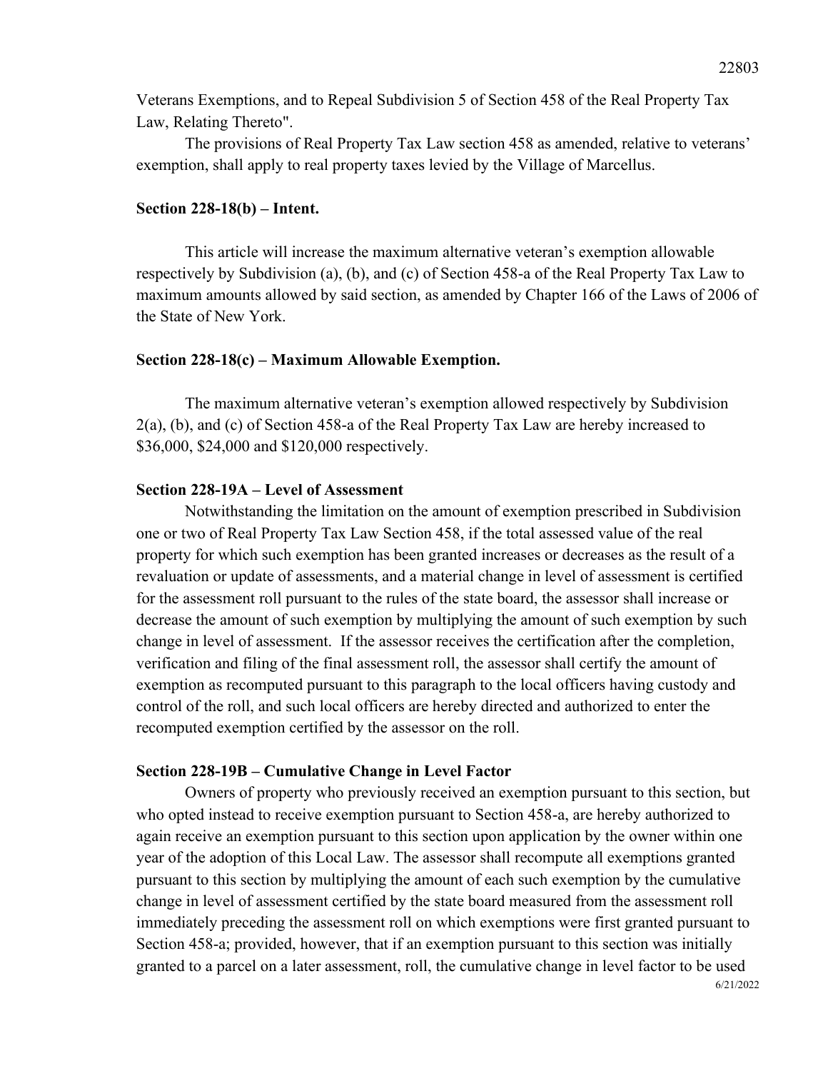Veterans Exemptions, and to Repeal Subdivision 5 of Section 458 of the Real Property Tax Law, Relating Thereto".

The provisions of Real Property Tax Law section 458 as amended, relative to veterans' exemption, shall apply to real property taxes levied by the Village of Marcellus.

**Section 228-18(b) – Intent.**

This article will increase the maximum alternative veteran's exemption allowable respectively by Subdivision (a), (b), and (c) of Section 458-a of the Real Property Tax Law to maximum amounts allowed by said section, as amended by Chapter 166 of the Laws of 2006 of the State of New York.

**Section 228-18(c) – Maximum Allowable Exemption.**

The maximum alternative veteran's exemption allowed respectively by Subdivision 2(a), (b), and (c) of Section 458-a of the Real Property Tax Law are hereby increased to \$36,000, \$24,000 and \$120,000 respectively.

**Section 228-19A – Level of Assessment**

Notwithstanding the limitation on the amount of exemption prescribed in Subdivision one or two of Real Property Tax Law Section 458, if the total assessed value of the real property for which such exemption has been granted increases or decreases as the result of a revaluation or update of assessments, and a material change in level of assessment is certified for the assessment roll pursuant to the rules of the state board, the assessor shall increase or decrease the amount of such exemption by multiplying the amount of such exemption by such change in level of assessment. If the assessor receives the certification after the completion, verification and filing of the final assessment roll, the assessor shall certify the amount of exemption as recomputed pursuant to this paragraph to the local officers having custody and control of the roll, and such local officers are hereby directed and authorized to enter the recomputed exemption certified by the assessor on the roll.

**Section 228-19B – Cumulative Change in Level Factor**

Owners of property who previously received an exemption pursuant to this section, but who opted instead to receive exemption pursuant to Section 458-a, are hereby authorized to again receive an exemption pursuant to this section upon application by the owner within one year of the adoption of this Local Law. The assessor shall recompute all exemptions granted pursuant to this section by multiplying the amount of each such exemption by the cumulative change in level of assessment certified by the state board measured from the assessment roll immediately preceding the assessment roll on which exemptions were first granted pursuant to Section 458-a; provided, however, that if an exemption pursuant to this section was initially granted to a parcel on a later assessment, roll, the cumulative change in level factor to be used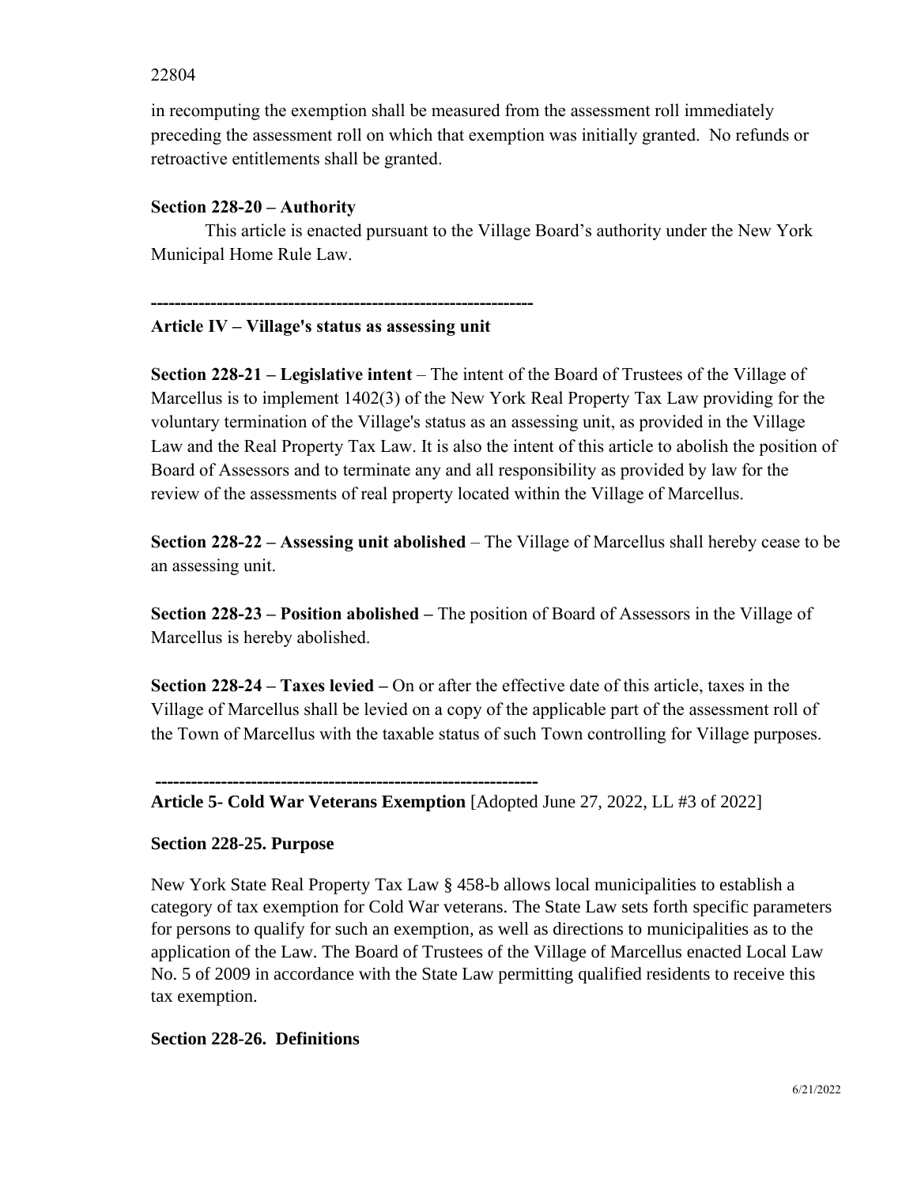in recomputing the exemption shall be measured from the assessment roll immediately preceding the assessment roll on which that exemption was initially granted. No refunds or retroactive entitlements shall be granted.

**Section 228-20 – Authority**

This article is enacted pursuant to the Village Board's authority under the New York Municipal Home Rule Law.

---

**Article IV – Village's status as assessing unit**

**Section 228-21 – Legislative intent** – The intent of the Board of Trustees of the Village of Marcellus is to implement 1402(3) of the New York Real Property Tax Law providing for the voluntary termination of the Village's status as an assessing unit, as provided in the Village Law and the Real Property Tax Law. It is also the intent of this article to abolish the position of Board of Assessors and to terminate any and all responsibility as provided by law for the review of the assessments of real property located within the Village of Marcellus.

**Section 228-22 – Assessing unit abolished** – The Village of Marcellus shall hereby cease to be an assessing unit.

**Section 228-23 – Position abolished –** The position of Board of Assessors in the Village of Marcellus is hereby abolished.

**Section 228-24 – Taxes levied –** On or after the effective date of this article, taxes in the Village of Marcellus shall be levied on a copy of the applicable part of the assessment roll of the Town of Marcellus with the taxable status of such Town controlling for Village purposes.

---

**Article 5- Cold War Veterans Exemption** [Adopted June 27, 2022, LL #3 of 2022]

**Section 228-25. Purpose**

New York State Real Property Tax Law § 458-b allows local municipalities to establish a category of tax exemption for Cold War veterans. The State Law sets forth specific parameters for persons to qualify for such an exemption, as well as directions to municipalities as to the application of the Law. The Board of Trustees of the Village of Marcellus enacted Local Law No. 5 of 2009 in accordance with the State Law permitting qualified residents to receive this tax exemption.

**Section 228-26. Definitions**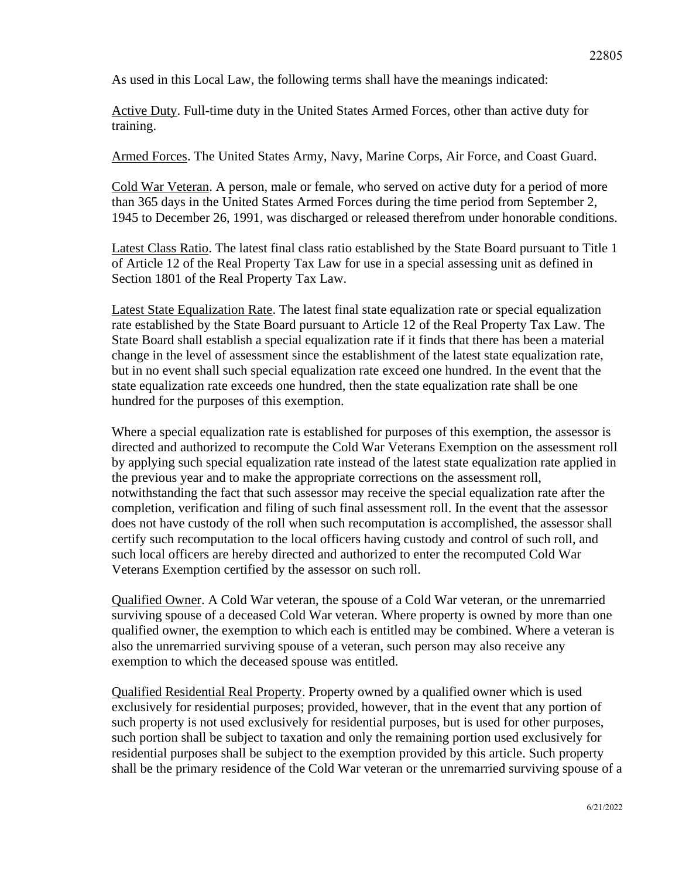As used in this Local Law, the following terms shall have the meanings indicated:

Active Duty. Full-time duty in the United States Armed Forces, other than active duty for training.

Armed Forces. The United States Army, Navy, Marine Corps, Air Force, and Coast Guard.

Cold War Veteran. A person, male or female, who served on active duty for a period of more than 365 days in the United States Armed Forces during the time period from September 2, 1945 to December 26, 1991, was discharged or released therefrom under honorable conditions.

Latest Class Ratio. The latest final class ratio established by the State Board pursuant to Title 1 of Article 12 of the Real Property Tax Law for use in a special assessing unit as defined in Section 1801 of the Real Property Tax Law.

Latest State Equalization Rate. The latest final state equalization rate or special equalization rate established by the State Board pursuant to Article 12 of the Real Property Tax Law. The State Board shall establish a special equalization rate if it finds that there has been a material change in the level of assessment since the establishment of the latest state equalization rate, but in no event shall such special equalization rate exceed one hundred. In the event that the state equalization rate exceeds one hundred, then the state equalization rate shall be one hundred for the purposes of this exemption.

Where a special equalization rate is established for purposes of this exemption, the assessor is directed and authorized to recompute the Cold War Veterans Exemption on the assessment roll by applying such special equalization rate instead of the latest state equalization rate applied in the previous year and to make the appropriate corrections on the assessment roll, notwithstanding the fact that such assessor may receive the special equalization rate after the completion, verification and filing of such final assessment roll. In the event that the assessor does not have custody of the roll when such recomputation is accomplished, the assessor shall certify such recomputation to the local officers having custody and control of such roll, and such local officers are hereby directed and authorized to enter the recomputed Cold War Veterans Exemption certified by the assessor on such roll.

Qualified Owner. A Cold War veteran, the spouse of a Cold War veteran, or the unremarried surviving spouse of a deceased Cold War veteran. Where property is owned by more than one qualified owner, the exemption to which each is entitled may be combined. Where a veteran is also the unremarried surviving spouse of a veteran, such person may also receive any exemption to which the deceased spouse was entitled.

Qualified Residential Real Property. Property owned by a qualified owner which is used exclusively for residential purposes; provided, however, that in the event that any portion of such property is not used exclusively for residential purposes, but is used for other purposes, such portion shall be subject to taxation and only the remaining portion used exclusively for residential purposes shall be subject to the exemption provided by this article. Such property shall be the primary residence of the Cold War veteran or the unremarried surviving spouse of a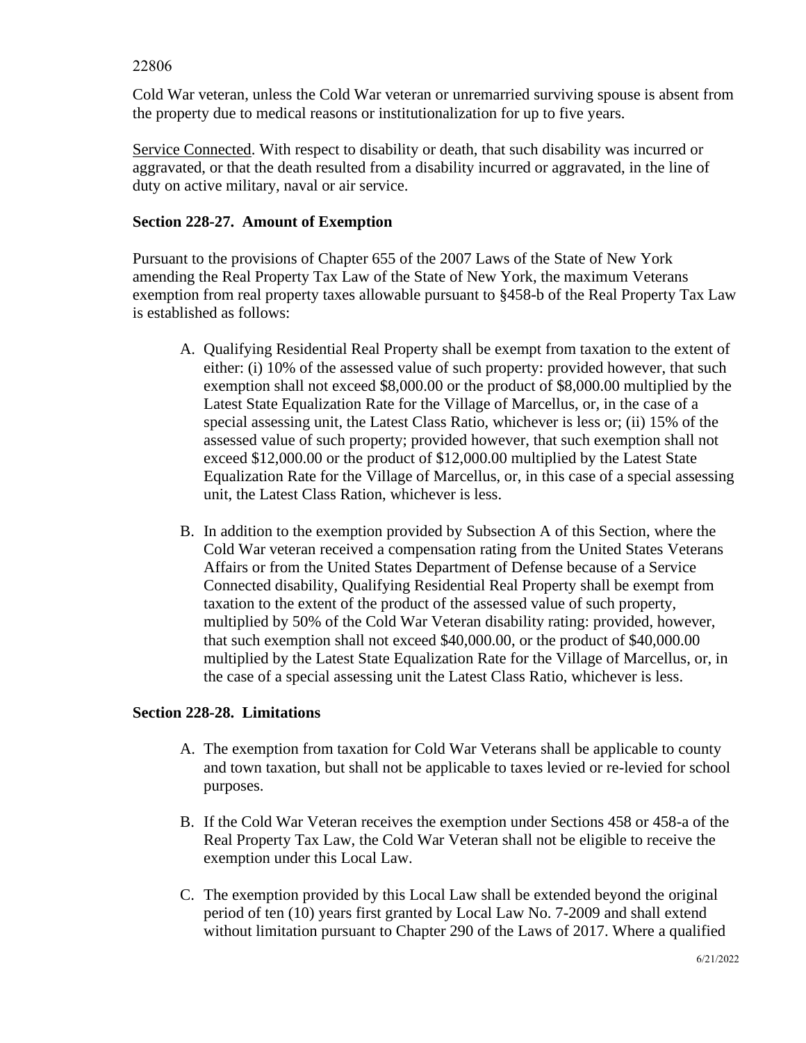Cold War veteran, unless the Cold War veteran or unremarried surviving spouse is absent from the property due to medical reasons or institutionalization for up to five years.

Service Connected. With respect to disability or death, that such disability was incurred or aggravated, or that the death resulted from a disability incurred or aggravated, in the line of duty on active military, naval or air service.

**Section 228-27. Amount of Exemption**

Pursuant to the provisions of Chapter 655 of the 2007 Laws of the State of New York amending the Real Property Tax Law of the State of New York, the maximum Veterans exemption from real property taxes allowable pursuant to §458-b of the Real Property Tax Law is established as follows:

A. Qualifying Residential Real Property shall be exempt from taxation to the extent of either: (i) 10% of the assessed value of such property: provided however, that such exemption shall not exceed $8,000.00 or the product of $8,000.00 multiplied by the Latest State Equalization Rate for the Village of Marcellus, or, in the case of a special assessing unit, the Latest Class Ratio, whichever is less or; (ii) 15% of the assessed value of such property; provided however, that such exemption shall not exceed $12,000.00 or the product of $12,000.00 multiplied by the Latest State Equalization Rate for the Village of Marcellus, or, in this case of a special assessing unit, the Latest Class Ration, whichever is less.

B. In addition to the exemption provided by Subsection A of this Section, where the Cold War veteran received a compensation rating from the United States Veterans Affairs or from the United States Department of Defense because of a Service Connected disability, Qualifying Residential Real Property shall be exempt from taxation to the extent of the product of the assessed value of such property, multiplied by 50% of the Cold War Veteran disability rating: provided, however, that such exemption shall not exceed $40,000.00, or the product of $40,000.00 multiplied by the Latest State Equalization Rate for the Village of Marcellus, or, in the case of a special assessing unit the Latest Class Ratio, whichever is less.

**Section 228-28. Limitations**

A. The exemption from taxation for Cold War Veterans shall be applicable to county and town taxation, but shall not be applicable to taxes levied or re-levied for school purposes.

B. If the Cold War Veteran receives the exemption under Sections 458 or 458-a of the Real Property Tax Law, the Cold War Veteran shall not be eligible to receive the exemption under this Local Law.

C. The exemption provided by this Local Law shall be extended beyond the original period of ten (10) years first granted by Local Law No. 7-2009 and shall extend without limitation pursuant to Chapter 290 of the Laws of 2017. Where a qualified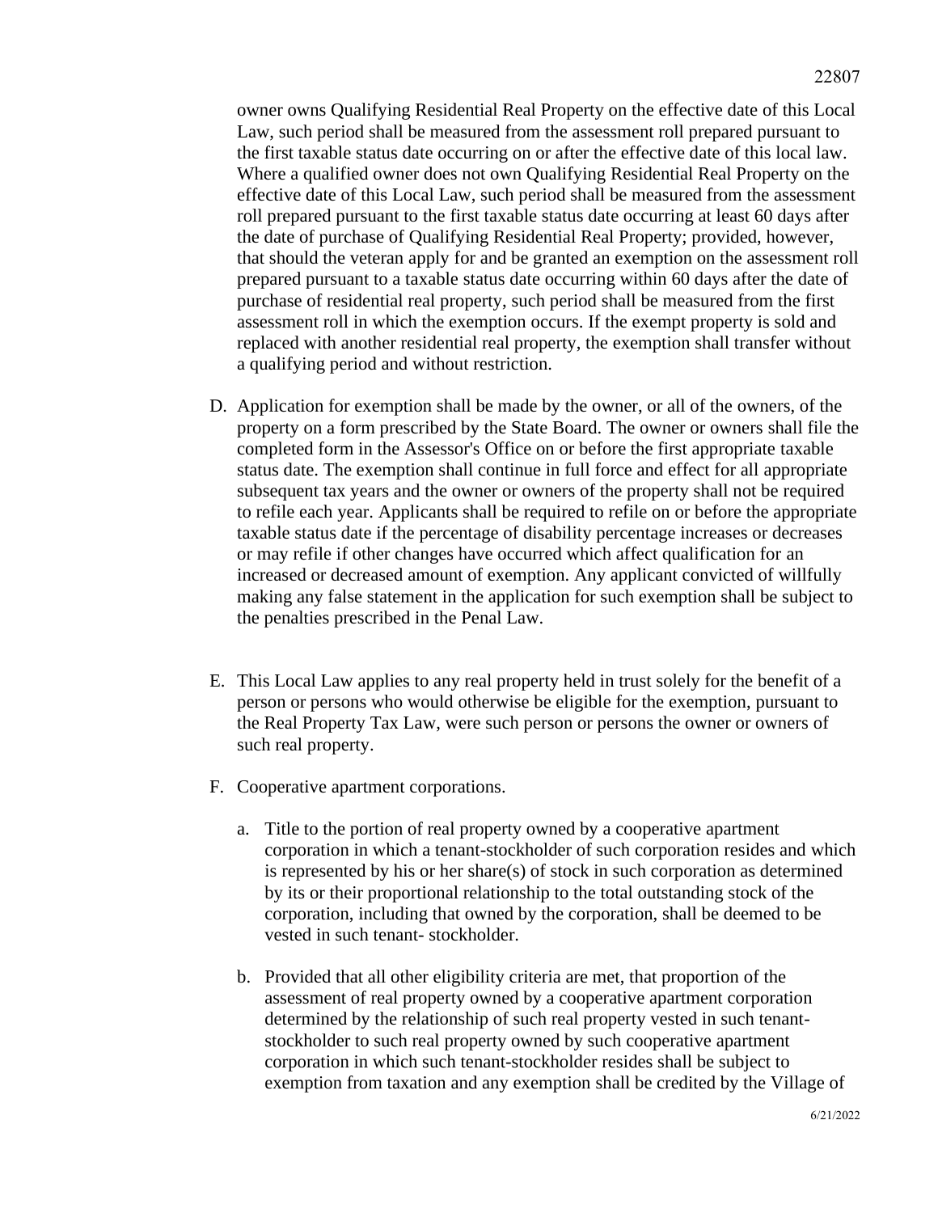owner owns Qualifying Residential Real Property on the effective date of this Local Law, such period shall be measured from the assessment roll prepared pursuant to the first taxable status date occurring on or after the effective date of this local law. Where a qualified owner does not own Qualifying Residential Real Property on the effective date of this Local Law, such period shall be measured from the assessment roll prepared pursuant to the first taxable status date occurring at least 60 days after the date of purchase of Qualifying Residential Real Property; provided, however, that should the veteran apply for and be granted an exemption on the assessment roll prepared pursuant to a taxable status date occurring within 60 days after the date of purchase of residential real property, such period shall be measured from the first assessment roll in which the exemption occurs. If the exempt property is sold and replaced with another residential real property, the exemption shall transfer without a qualifying period and without restriction.

D. Application for exemption shall be made by the owner, or all of the owners, of the property on a form prescribed by the State Board. The owner or owners shall file the completed form in the Assessor's Office on or before the first appropriate taxable status date. The exemption shall continue in full force and effect for all appropriate subsequent tax years and the owner or owners of the property shall not be required to refile each year. Applicants shall be required to refile on or before the appropriate taxable status date if the percentage of disability percentage increases or decreases or may refile if other changes have occurred which affect qualification for an increased or decreased amount of exemption. Any applicant convicted of willfully making any false statement in the application for such exemption shall be subject to the penalties prescribed in the Penal Law.

E. This Local Law applies to any real property held in trust solely for the benefit of a person or persons who would otherwise be eligible for the exemption, pursuant to the Real Property Tax Law, were such person or persons the owner or owners of such real property.

F. Cooperative apartment corporations.

   a. Title to the portion of real property owned by a cooperative apartment corporation in which a tenant-stockholder of such corporation resides and which is represented by his or her share(s) of stock in such corporation as determined by its or their proportional relationship to the total outstanding stock of the corporation, including that owned by the corporation, shall be deemed to be vested in such tenant- stockholder.

   b. Provided that all other eligibility criteria are met, that proportion of the assessment of real property owned by a cooperative apartment corporation determined by the relationship of such real property vested in such tenant-stockholder to such real property owned by such cooperative apartment corporation in which such tenant-stockholder resides shall be subject to exemption from taxation and any exemption shall be credited by the Village of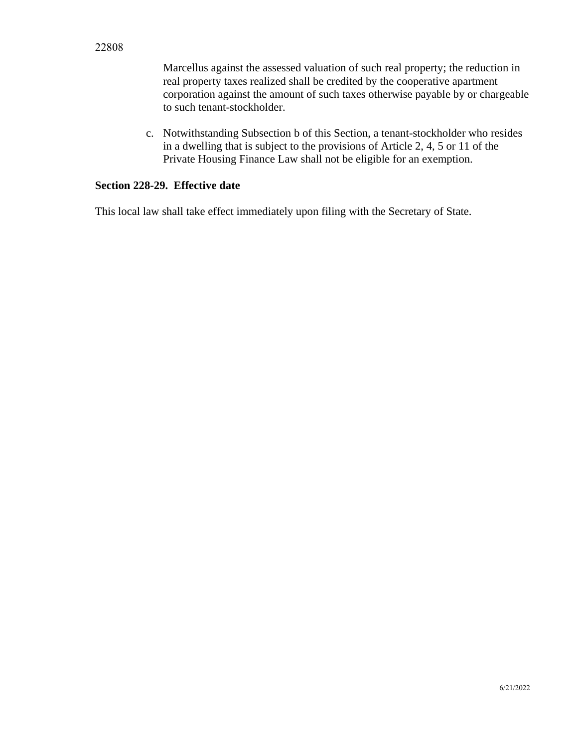Marcellus against the assessed valuation of such real property; the reduction in real property taxes realized shall be credited by the cooperative apartment corporation against the amount of such taxes otherwise payable by or chargeable to such tenant-stockholder.

c. Notwithstanding Subsection b of this Section, a tenant-stockholder who resides in a dwelling that is subject to the provisions of Article 2, 4, 5 or 11 of the Private Housing Finance Law shall not be eligible for an exemption.

**Section 228-29. Effective date**

This local law shall take effect immediately upon filing with the Secretary of State.